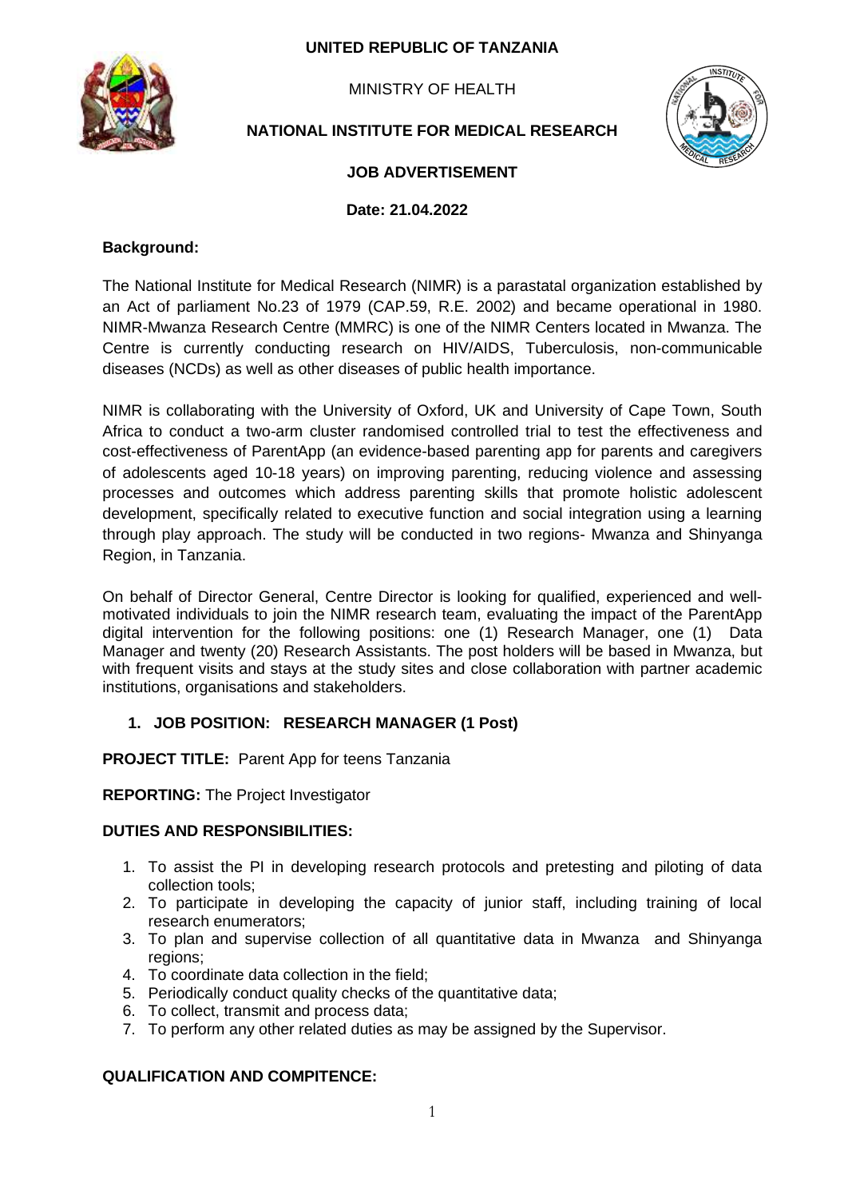**UNITED REPUBLIC OF TANZANIA**

MINISTRY OF HEALTH

**NATIONAL INSTITUTE FOR MEDICAL RESEARCH**

**JOB ADVERTISEMENT**

**Date: 21.04.2022**

**Background:**

The National Institute for Medical Research (NIMR) is a parastatal organization established by an Act of parliament No.23 of 1979 (CAP.59, R.E. 2002) and became operational in 1980. NIMR-Mwanza Research Centre (MMRC) is one of the NIMR Centers located in Mwanza. The Centre is currently conducting research on HIV/AIDS, Tuberculosis, non-communicable diseases (NCDs) as well as other diseases of public health importance.

NIMR is collaborating with the University of Oxford, UK and University of Cape Town, South Africa to conduct a two-arm cluster randomised controlled trial to test the effectiveness and cost-effectiveness of ParentApp (an evidence-based parenting app for parents and caregivers of adolescents aged 10-18 years) on improving parenting, reducing violence and assessing processes and outcomes which address parenting skills that promote holistic adolescent development, specifically related to executive function and social integration using a learning through play approach. The study will be conducted in two regions- Mwanza and Shinyanga Region, in Tanzania.

On behalf of Director General, Centre Director is looking for qualified, experienced and well-motivated individuals to join the NIMR research team, evaluating the impact of the ParentApp digital intervention for the following positions: one (1) Research Manager, one (1) Data Manager and twenty (20) Research Assistants. The post holders will be based in Mwanza, but with frequent visits and stays at the study sites and close collaboration with partner academic institutions, organisations and stakeholders.

1. **JOB POSITION: RESEARCH MANAGER (1 Post)**

**PROJECT TITLE:** Parent App for teens Tanzania

**REPORTING:** The Project Investigator

**DUTIES AND RESPONSIBILITIES:**

1. To assist the PI in developing research protocols and pretesting and piloting of data collection tools;
2. To participate in developing the capacity of junior staff, including training of local research enumerators;
3. To plan and supervise collection of all quantitative data in Mwanza and Shinyanga regions;
4. To coordinate data collection in the field;
5. Periodically conduct quality checks of the quantitative data;
6. To collect, transmit and process data;
7. To perform any other related duties as may be assigned by the Supervisor.

**QUALIFICATION AND COMPITENCE:**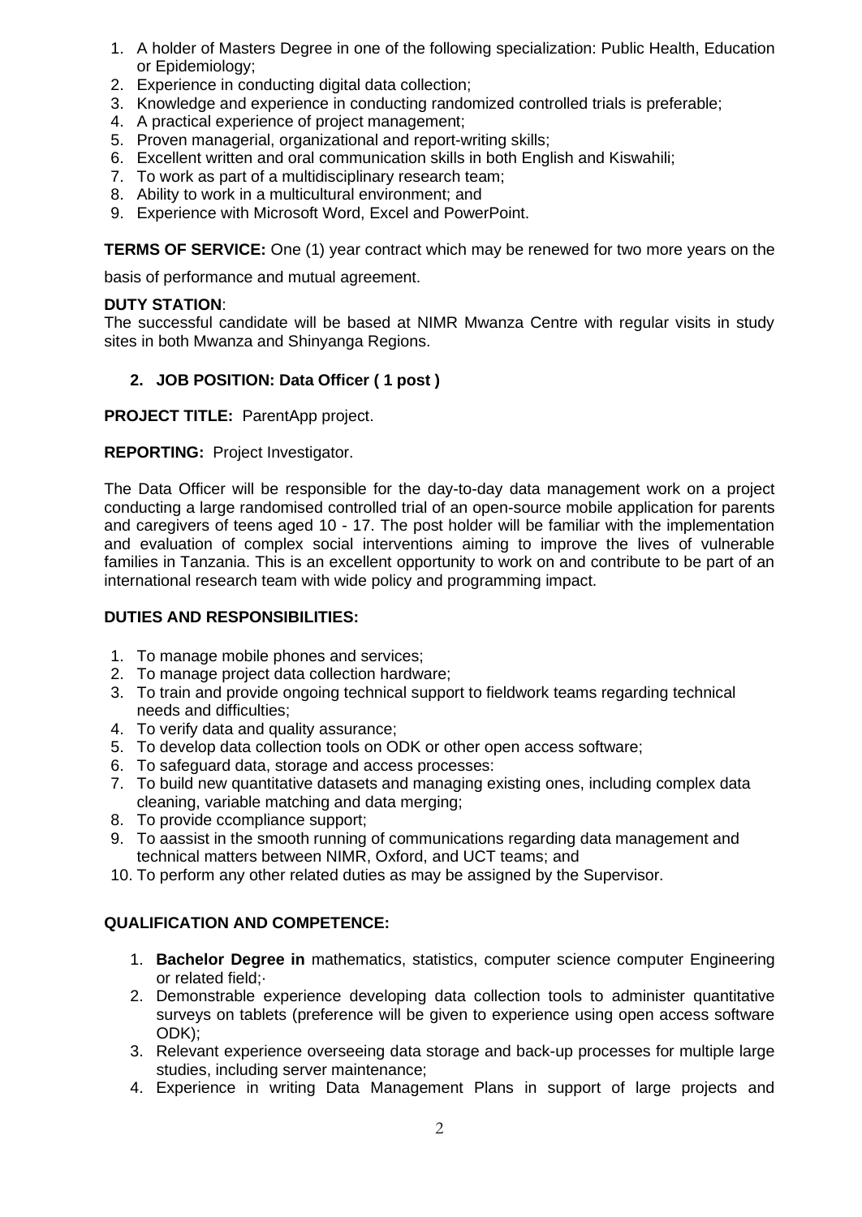1. A holder of Masters Degree in one of the following specialization: Public Health, Education or Epidemiology;
2. Experience in conducting digital data collection;
3. Knowledge and experience in conducting randomized controlled trials is preferable;
4. A practical experience of project management;
5. Proven managerial, organizational and report-writing skills;
6. Excellent written and oral communication skills in both English and Kiswahili;
7. To work as part of a multidisciplinary research team;
8. Ability to work in a multicultural environment; and
9. Experience with Microsoft Word, Excel and PowerPoint.

**TERMS OF SERVICE:** One (1) year contract which may be renewed for two more years on the basis of performance and mutual agreement.

**DUTY STATION**:
The successful candidate will be based at NIMR Mwanza Centre with regular visits in study sites in both Mwanza and Shinyanga Regions.

**2. JOB POSITION: Data Officer ( 1 post )**

**PROJECT TITLE:** ParentApp project.

**REPORTING:** Project Investigator.

The Data Officer will be responsible for the day-to-day data management work on a project conducting a large randomised controlled trial of an open-source mobile application for parents and caregivers of teens aged 10 - 17. The post holder will be familiar with the implementation and evaluation of complex social interventions aiming to improve the lives of vulnerable families in Tanzania. This is an excellent opportunity to work on and contribute to be part of an international research team with wide policy and programming impact.

**DUTIES AND RESPONSIBILITIES:**

1. To manage mobile phones and services;
2. To manage project data collection hardware;
3. To train and provide ongoing technical support to fieldwork teams regarding technical needs and difficulties;
4. To verify data and quality assurance;
5. To develop data collection tools on ODK or other open access software;
6. To safeguard data, storage and access processes:
7. To build new quantitative datasets and managing existing ones, including complex data cleaning, variable matching and data merging;
8. To provide ccompliance support;
9. To aassist in the smooth running of communications regarding data management and technical matters between NIMR, Oxford, and UCT teams; and
10. To perform any other related duties as may be assigned by the Supervisor.

**QUALIFICATION AND COMPETENCE:**

1. **Bachelor Degree in** mathematics, statistics, computer science computer Engineering or related field;·
2. Demonstrable experience developing data collection tools to administer quantitative surveys on tablets (preference will be given to experience using open access software ODK);
3. Relevant experience overseeing data storage and back-up processes for multiple large studies, including server maintenance;
4. Experience in writing Data Management Plans in support of large projects and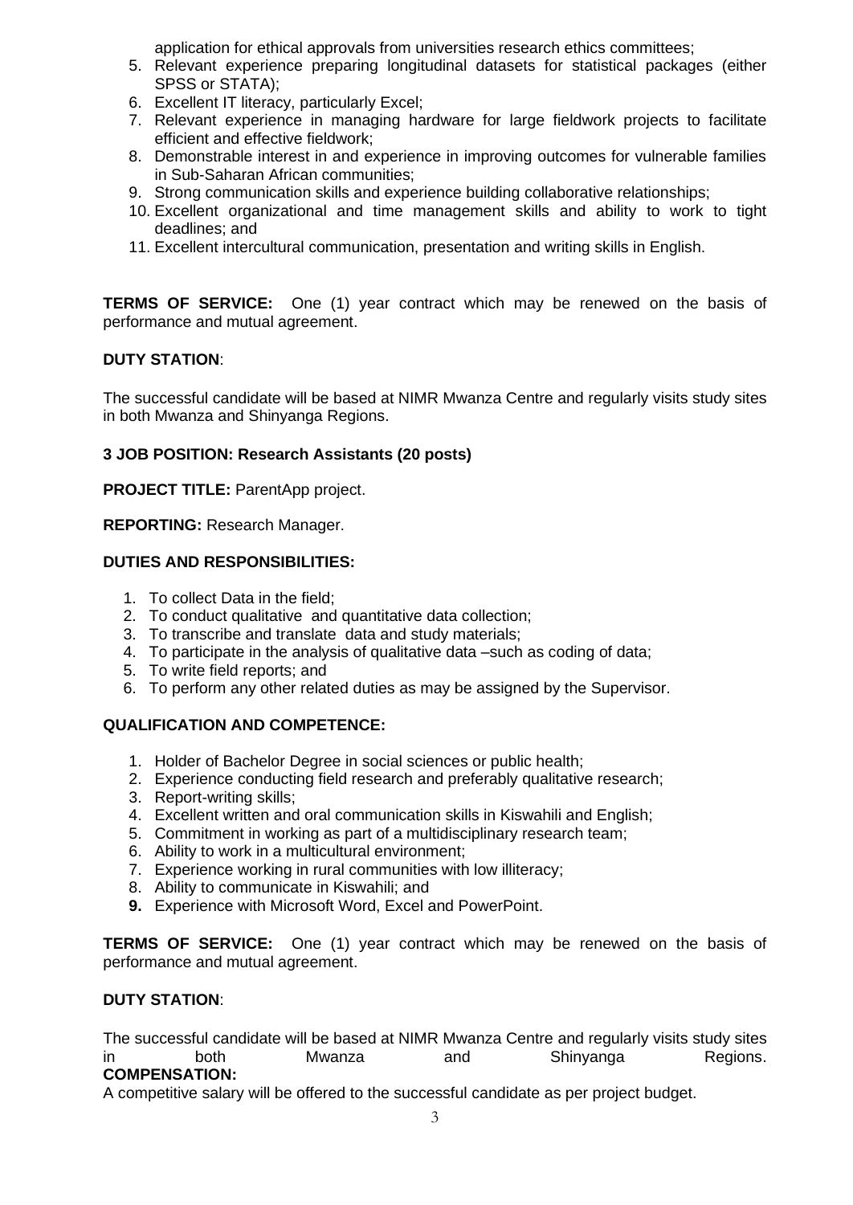application for ethical approvals from universities research ethics committees;

5. Relevant experience preparing longitudinal datasets for statistical packages (either SPSS or STATA);
6. Excellent IT literacy, particularly Excel;
7. Relevant experience in managing hardware for large fieldwork projects to facilitate efficient and effective fieldwork;
8. Demonstrable interest in and experience in improving outcomes for vulnerable families in Sub-Saharan African communities;
9. Strong communication skills and experience building collaborative relationships;
10. Excellent organizational and time management skills and ability to work to tight deadlines; and
11. Excellent intercultural communication, presentation and writing skills in English.

**TERMS OF SERVICE:** One (1) year contract which may be renewed on the basis of performance and mutual agreement.

**DUTY STATION**:

The successful candidate will be based at NIMR Mwanza Centre and regularly visits study sites in both Mwanza and Shinyanga Regions.

**3 JOB POSITION: Research Assistants (20 posts)**

**PROJECT TITLE:** ParentApp project.

**REPORTING:** Research Manager.

**DUTIES AND RESPONSIBILITIES:**

1. To collect Data in the field;
2. To conduct qualitative and quantitative data collection;
3. To transcribe and translate data and study materials;
4. To participate in the analysis of qualitative data –such as coding of data;
5. To write field reports; and
6. To perform any other related duties as may be assigned by the Supervisor.

**QUALIFICATION AND COMPETENCE:**

1. Holder of Bachelor Degree in social sciences or public health;
2. Experience conducting field research and preferably qualitative research;
3. Report-writing skills;
4. Excellent written and oral communication skills in Kiswahili and English;
5. Commitment in working as part of a multidisciplinary research team;
6. Ability to work in a multicultural environment;
7. Experience working in rural communities with low illiteracy;
8. Ability to communicate in Kiswahili; and
9. Experience with Microsoft Word, Excel and PowerPoint.

**TERMS OF SERVICE:** One (1) year contract which may be renewed on the basis of performance and mutual agreement.

**DUTY STATION**:

The successful candidate will be based at NIMR Mwanza Centre and regularly visits study sites in both Mwanza and Shinyanga Regions.

**COMPENSATION:**

A competitive salary will be offered to the successful candidate as per project budget.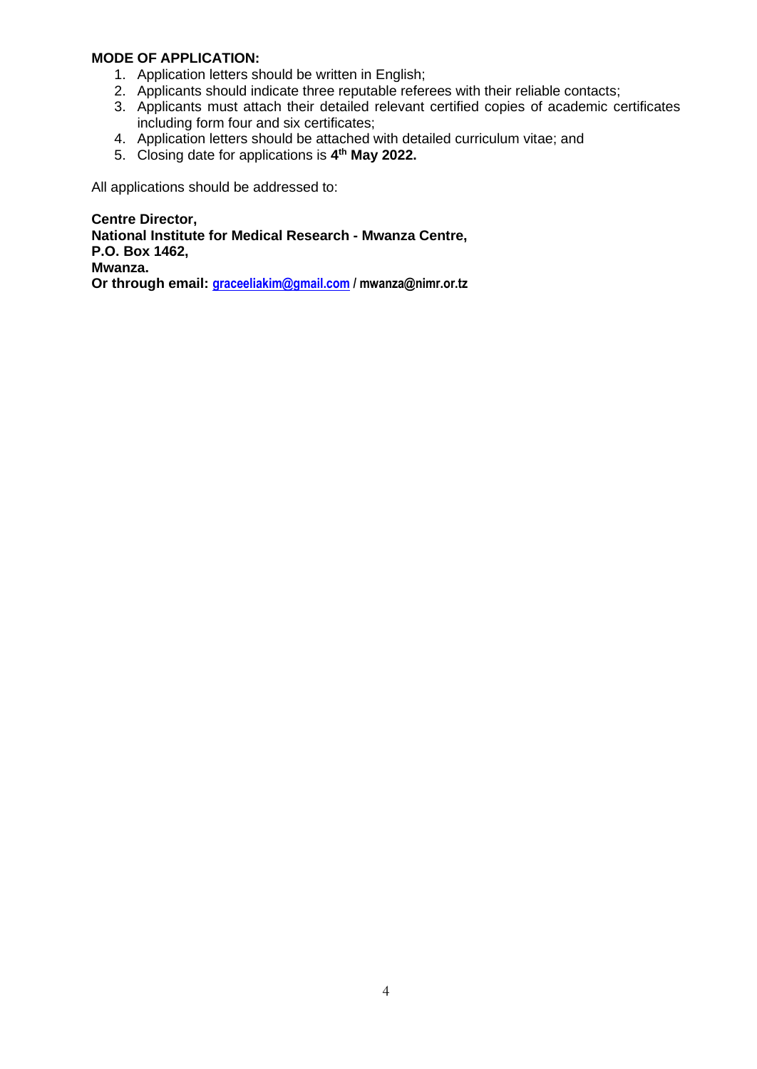**MODE OF APPLICATION:**

1. Application letters should be written in English;
2. Applicants should indicate three reputable referees with their reliable contacts;
3. Applicants must attach their detailed relevant certified copies of academic certificates including form four and six certificates;
4. Application letters should be attached with detailed curriculum vitae; and
5. Closing date for applications is **4th May 2022.**

All applications should be addressed to:

**Centre Director,**
**National Institute for Medical Research - Mwanza Centre,**
**P.O. Box 1462,**
**Mwanza.**
**Or through email:** graceeliakim@gmail.com / mwanza@nimr.or.tz